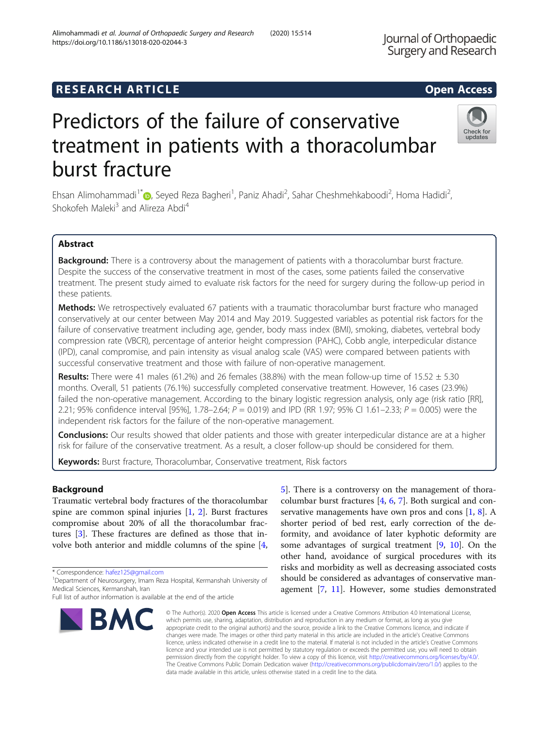# Predictors of the failure of conservative treatment in patients with a thoracolumbar burst fracture

Ehsan Alimohammadi[1*], Seyed Reza Bagheri[1], Paniz Ahadi[2], Sahar Cheshmehkaboodi[2], Homa Hadidi[2], Shokofeh Maleki[3] and Alireza Abdi[4]

## Abstract

**Background:** There is a controversy about the management of patients with a thoracolumbar burst fracture. Despite the success of the conservative treatment in most of the cases, some patients failed the conservative treatment. The present study aimed to evaluate risk factors for the need for surgery during the follow-up period in these patients.

**Methods:** We retrospectively evaluated 67 patients with a traumatic thoracolumbar burst fracture who managed conservatively at our center between May 2014 and May 2019. Suggested variables as potential risk factors for the failure of conservative treatment including age, gender, body mass index (BMI), smoking, diabetes, vertebral body compression rate (VBCR), percentage of anterior height compression (PAHC), Cobb angle, interpedicular distance (IPD), canal compromise, and pain intensity as visual analog scale (VAS) were compared between patients with successful conservative treatment and those with failure of non-operative management.

**Results:** There were 41 males (61.2%) and 26 females (38.8%) with the mean follow-up time of 15.52 ± 5.30 months. Overall, 51 patients (76.1%) successfully completed conservative treatment. However, 16 cases (23.9%) failed the non-operative management. According to the binary logistic regression analysis, only age (risk ratio [RR], 2.21; 95% confidence interval [95%], 1.78–2.64; $P = 0.019$) and IPD (RR 1.97; 95% CI 1.61–2.33; $P = 0.005$) were the independent risk factors for the failure of the non-operative management.

**Conclusions:** Our results showed that older patients and those with greater interpedicular distance are at a higher risk for failure of the conservative treatment. As a result, a closer follow-up should be considered for them.

**Keywords:** Burst fracture, Thoracolumbar, Conservative treatment, Risk factors

## Background

Traumatic vertebral body fractures of the thoracolumbar spine are common spinal injuries [1, 2]. Burst fractures compromise about 20% of all the thoracolumbar fractures [3]. These fractures are defined as those that involve both anterior and middle columns of the spine [4, 5]. There is a controversy on the management of thoracolumbar burst fractures [4, 6, 7]. Both surgical and conservative managements have own pros and cons [1, 8]. A shorter period of bed rest, early correction of the deformity, and avoidance of later kyphotic deformity are some advantages of surgical treatment [9, 10]. On the other hand, avoidance of surgical procedures with its risks and morbidity as well as decreasing associated costs should be considered as advantages of conservative management [7, 11]. However, some studies demonstrated

\* Correspondence: hafez125@gmail.com
[1]Department of Neurosurgery, Imam Reza Hospital, Kermanshah University of Medical Sciences, Kermanshah, Iran
Full list of author information is available at the end of the article

© The Author(s). 2020 **Open Access** This article is licensed under a Creative Commons Attribution 4.0 International License, which permits use, sharing, adaptation, distribution and reproduction in any medium or format, as long as you give appropriate credit to the original author(s) and the source, provide a link to the Creative Commons licence, and indicate if changes were made. The images or other third party material in this article are included in the article's Creative Commons licence, unless indicated otherwise in a credit line to the material. If material is not included in the article's Creative Commons licence and your intended use is not permitted by statutory regulation or exceeds the permitted use, you will need to obtain permission directly from the copyright holder. To view a copy of this licence, visit http://creativecommons.org/licenses/by/4.0/. The Creative Commons Public Domain Dedication waiver (http://creativecommons.org/publicdomain/zero/1.0/) applies to the data made available in this article, unless otherwise stated in a credit line to the data.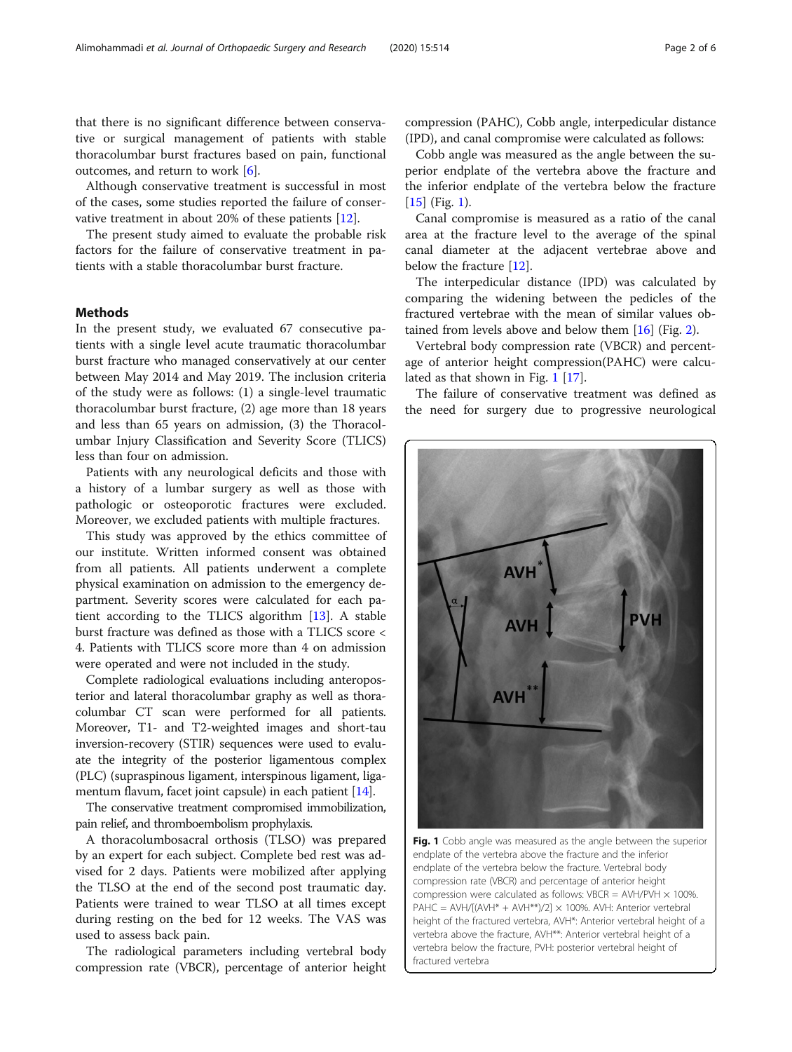that there is no significant difference between conservative or surgical management of patients with stable thoracolumbar burst fractures based on pain, functional outcomes, and return to work [6].

Although conservative treatment is successful in most of the cases, some studies reported the failure of conservative treatment in about 20% of these patients [12].

The present study aimed to evaluate the probable risk factors for the failure of conservative treatment in patients with a stable thoracolumbar burst fracture.

## Methods

In the present study, we evaluated 67 consecutive patients with a single level acute traumatic thoracolumbar burst fracture who managed conservatively at our center between May 2014 and May 2019. The inclusion criteria of the study were as follows: (1) a single-level traumatic thoracolumbar burst fracture, (2) age more than 18 years and less than 65 years on admission, (3) the Thoracolumbar Injury Classification and Severity Score (TLICS) less than four on admission.

Patients with any neurological deficits and those with a history of a lumbar surgery as well as those with pathologic or osteoporotic fractures were excluded. Moreover, we excluded patients with multiple fractures.

This study was approved by the ethics committee of our institute. Written informed consent was obtained from all patients. All patients underwent a complete physical examination on admission to the emergency department. Severity scores were calculated for each patient according to the TLICS algorithm [13]. A stable burst fracture was defined as those with a TLICS score < 4. Patients with TLICS score more than 4 on admission were operated and were not included in the study.

Complete radiological evaluations including anteroposterior and lateral thoracolumbar graphy as well as thoracolumbar CT scan were performed for all patients. Moreover, T1- and T2-weighted images and short-tau inversion-recovery (STIR) sequences were used to evaluate the integrity of the posterior ligamentous complex (PLC) (supraspinous ligament, interspinous ligament, ligamentum flavum, facet joint capsule) in each patient [14].

The conservative treatment compromised immobilization, pain relief, and thromboembolism prophylaxis.

A thoracolumbosacral orthosis (TLSO) was prepared by an expert for each subject. Complete bed rest was advised for 2 days. Patients were mobilized after applying the TLSO at the end of the second post traumatic day. Patients were trained to wear TLSO at all times except during resting on the bed for 12 weeks. The VAS was used to assess back pain.

The radiological parameters including vertebral body compression rate (VBCR), percentage of anterior height compression (PAHC), Cobb angle, interpedicular distance (IPD), and canal compromise were calculated as follows:

Cobb angle was measured as the angle between the superior endplate of the vertebra above the fracture and the inferior endplate of the vertebra below the fracture [15] (Fig. 1).

Canal compromise is measured as a ratio of the canal area at the fracture level to the average of the spinal canal diameter at the adjacent vertebrae above and below the fracture [12].

The interpedicular distance (IPD) was calculated by comparing the widening between the pedicles of the fractured vertebrae with the mean of similar values obtained from levels above and below them [16] (Fig. 2).

Vertebral body compression rate (VBCR) and percentage of anterior height compression(PAHC) were calculated as that shown in Fig. 1 [17].

The failure of conservative treatment was defined as the need for surgery due to progressive neurological

**Fig. 1** Cobb angle was measured as the angle between the superior endplate of the vertebra above the fracture and the inferior endplate of the vertebra below the fracture. Vertebral body compression rate (VBCR) and percentage of anterior height compression were calculated as follows: $VBCR = AVH/PVH \times 100\%$. $PAHC = AVH/[(AVH^{*} + AVH^{**})/2] \times 100\%$. AVH: Anterior vertebral height of the fractured vertebra, AVH*: Anterior vertebral height of a vertebra above the fracture, AVH**: Anterior vertebral height of a vertebra below the fracture, PVH: posterior vertebral height of fractured vertebra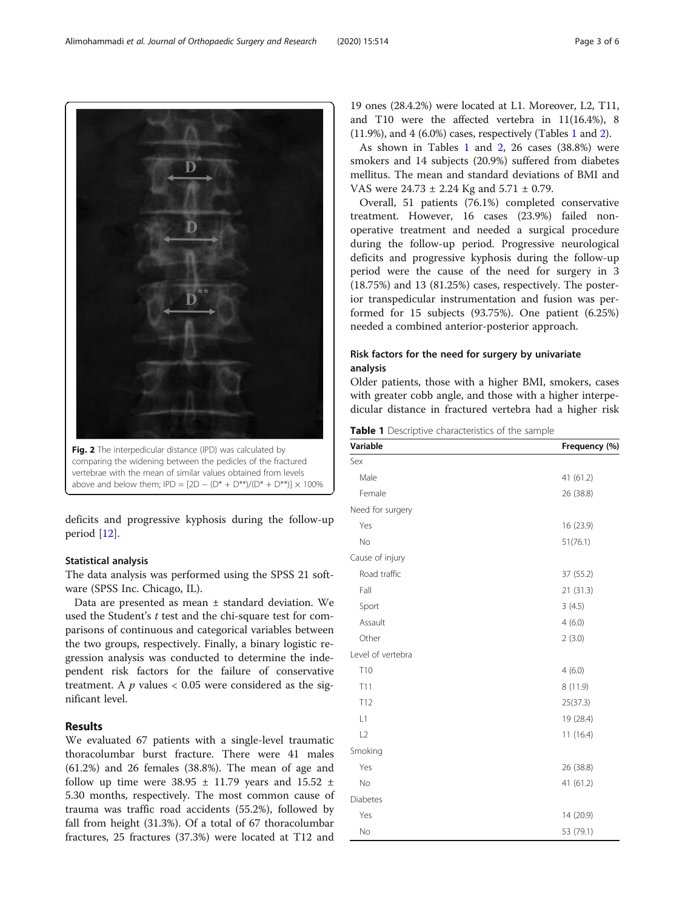Fig. 2 The interpedicular distance (IPD) was calculated by comparing the widening between the pedicles of the fractured vertebrae with the mean of similar values obtained from levels above and below them; $IPD = [2D - (D^{*} + D^{**})/(D^{*} + D^{**})] \times 100\%$

deficits and progressive kyphosis during the follow-up period [12].

### Statistical analysis

The data analysis was performed using the SPSS 21 software (SPSS Inc. Chicago, IL).

Data are presented as mean ± standard deviation. We used the Student's *t* test and the chi-square test for comparisons of continuous and categorical variables between the two groups, respectively. Finally, a binary logistic regression analysis was conducted to determine the independent risk factors for the failure of conservative treatment. A *p* values < 0.05 were considered as the significant level.

## Results

We evaluated 67 patients with a single-level traumatic thoracolumbar burst fracture. There were 41 males (61.2%) and 26 females (38.8%). The mean of age and follow up time were 38.95 ± 11.79 years and 15.52 ± 5.30 months, respectively. The most common cause of trauma was traffic road accidents (55.2%), followed by fall from height (31.3%). Of a total of 67 thoracolumbar fractures, 25 fractures (37.3%) were located at T12 and 19 ones (28.4.2%) were located at L1. Moreover, L2, T11, and T10 were the affected vertebra in 11(16.4%), 8 (11.9%), and 4 (6.0%) cases, respectively (Tables 1 and 2).

As shown in Tables 1 and 2, 26 cases (38.8%) were smokers and 14 subjects (20.9%) suffered from diabetes mellitus. The mean and standard deviations of BMI and VAS were 24.73 ± 2.24 Kg and 5.71 ± 0.79.

Overall, 51 patients (76.1%) completed conservative treatment. However, 16 cases (23.9%) failed non-operative treatment and needed a surgical procedure during the follow-up period. Progressive neurological deficits and progressive kyphosis during the follow-up period were the cause of the need for surgery in 3 (18.75%) and 13 (81.25%) cases, respectively. The posterior transpedicular instrumentation and fusion was performed for 15 subjects (93.75%). One patient (6.25%) needed a combined anterior-posterior approach.

### Risk factors for the need for surgery by univariate analysis

Older patients, those with a higher BMI, smokers, cases with greater cobb angle, and those with a higher interpedicular distance in fractured vertebra had a higher risk

**Table 1** Descriptive characteristics of the sample

| Variable | Frequency (%) |
|---|---|
| Sex | |
| Male | 41 (61.2) |
| Female | 26 (38.8) |
| Need for surgery | |
| Yes | 16 (23.9) |
| No | 51(76.1) |
| Cause of injury | |
| Road traffic | 37 (55.2) |
| Fall | 21 (31.3) |
| Sport | 3 (4.5) |
| Assault | 4 (6.0) |
| Other | 2 (3.0) |
| Level of vertebra | |
| T10 | 4 (6.0) |
| T11 | 8 (11.9) |
| T12 | 25(37.3) |
| L1 | 19 (28.4) |
| L2 | 11 (16.4) |
| Smoking | |
| Yes | 26 (38.8) |
| No | 41 (61.2) |
| Diabetes | |
| Yes | 14 (20.9) |
| No | 53 (79.1) |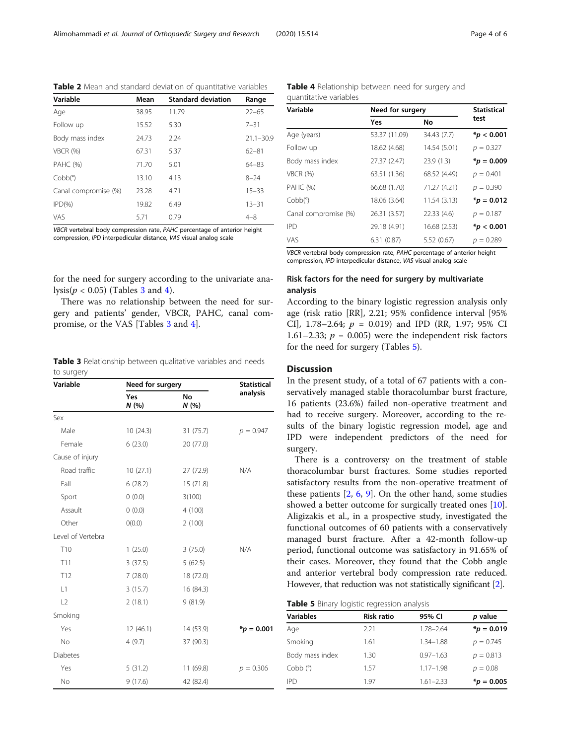**Table 2** Mean and standard deviation of quantitative variables

| Variable | Mean | Standard deviation | Range |
|---|---|---|---|
| Age | 38.95 | 11.79 | 22–65 |
| Follow up | 15.52 | 5.30 | 7–31 |
| Body mass index | 24.73 | 2.24 | 21.1–30.9 |
| VBCR (%) | 67.31 | 5.37 | 62–81 |
| PAHC (%) | 71.70 | 5.01 | 64–83 |
| Cobb(°) | 13.10 | 4.13 | 8–24 |
| Canal compromise (%) | 23.28 | 4.71 | 15–33 |
| IPD(%) | 19.82 | 6.49 | 13–31 |
| VAS | 5.71 | 0.79 | 4–8 |

*VBCR* vertebral body compression rate, *PAHC* percentage of anterior height compression, *IPD* interpedicular distance, *VAS* visual analog scale

for the need for surgery according to the univariate analysis($p < 0.05$) (Tables 3 and 4).

There was no relationship between the need for surgery and patients' gender, VBCR, PAHC, canal compromise, or the VAS [Tables 3 and 4].

**Table 3** Relationship between qualitative variables and needs to surgery

| Variable | Need for surgery | | Statistical analysis |
|---|---|---|---|
| | Yes N (%) | No N (%) | |
| Sex | | | |
| Male | 10 (24.3) | 31 (75.7) | $p = 0.947$ |
| Female | 6 (23.0) | 20 (77.0) | |
| Cause of injury | | | |
| Road traffic | 10 (27.1) | 27 (72.9) | N/A |
| Fall | 6 (28.2) | 15 (71.8) | |
| Sport | 0 (0.0) | 3(100) | |
| Assault | 0 (0.0) | 4 (100) | |
| Other | 0(0.0) | 2 (100) | |
| Level of Vertebra | | | |
| T10 | 1 (25.0) | 3 (75.0) | N/A |
| T11 | 3 (37.5) | 5 (62.5) | |
| T12 | 7 (28.0) | 18 (72.0) | |
| L1 | 3 (15.7) | 16 (84.3) | |
| L2 | 2 (18.1) | 9 (81.9) | |
| Smoking | | | |
| Yes | 12 (46.1) | 14 (53.9) | **$^*p = 0.001$** |
| No | 4 (9.7) | 37 (90.3) | |
| Diabetes | | | |
| Yes | 5 (31.2) | 11 (69.8) | $p = 0.306$ |
| No | 9 (17.6) | 42 (82.4) | |

**Table 4** Relationship between need for surgery and quantitative variables

| Variable | Need for surgery | | Statistical test |
|---|---|---|---|
| | Yes | No | |
| Age (years) | 53.37 (11.09) | 34.43 (7.7) | **$^*p < 0.001$** |
| Follow up | 18.62 (4.68) | 14.54 (5.01) | $p = 0.327$ |
| Body mass index | 27.37 (2.47) | 23.9 (1.3) | **$^*p = 0.009$** |
| VBCR (%) | 63.51 (1.36) | 68.52 (4.49) | $p = 0.401$ |
| PAHC (%) | 66.68 (1.70) | 71.27 (4.21) | $p = 0.390$ |
| Cobb(°) | 18.06 (3.64) | 11.54 (3.13) | **$^*p = 0.012$** |
| Canal compromise (%) | 26.31 (3.57) | 22.33 (4.6) | $p = 0.187$ |
| IPD | 29.18 (4.91) | 16.68 (2.53) | **$^*p < 0.001$** |
| VAS | 6.31 (0.87) | 5.52 (0.67) | $p = 0.289$ |

*VBCR* vertebral body compression rate, *PAHC* percentage of anterior height compression, *IPD* interpedicular distance, *VAS* visual analog scale

### Risk factors for the need for surgery by multivariate analysis

According to the binary logistic regression analysis only age (risk ratio [RR], 2.21; 95% confidence interval [95% CI], 1.78–2.64; $p = 0.019$) and IPD (RR, 1.97; 95% CI 1.61–2.33; $p = 0.005$) were the independent risk factors for the need for surgery (Tables 5).

## Discussion

In the present study, of a total of 67 patients with a conservatively managed stable thoracolumbar burst fracture, 16 patients (23.6%) failed non-operative treatment and had to receive surgery. Moreover, according to the results of the binary logistic regression model, age and IPD were independent predictors of the need for surgery.

There is a controversy on the treatment of stable thoracolumbar burst fractures. Some studies reported satisfactory results from the non-operative treatment of these patients [2, 6, 9]. On the other hand, some studies showed a better outcome for surgically treated ones [10]. Aligizakis et al., in a prospective study, investigated the functional outcomes of 60 patients with a conservatively managed burst fracture. After a 42-month follow-up period, functional outcome was satisfactory in 91.65% of their cases. Moreover, they found that the Cobb angle and anterior vertebral body compression rate reduced. However, that reduction was not statistically significant [2].

**Table 5** Binary logistic regression analysis

| Variables | Risk ratio | 95% CI | *p* value |
|---|---|---|---|
| Age | 2.21 | 1.78–2.64 | **$^*p = 0.019$** |
| Smoking | 1.61 | 1.34–1.88 | $p = 0.745$ |
| Body mass index | 1.30 | 0.97–1.63 | $p = 0.813$ |
| Cobb (°) | 1.57 | 1.17–1.98 | $p = 0.08$ |
| IPD | 1.97 | 1.61–2.33 | **$^*p = 0.005$** |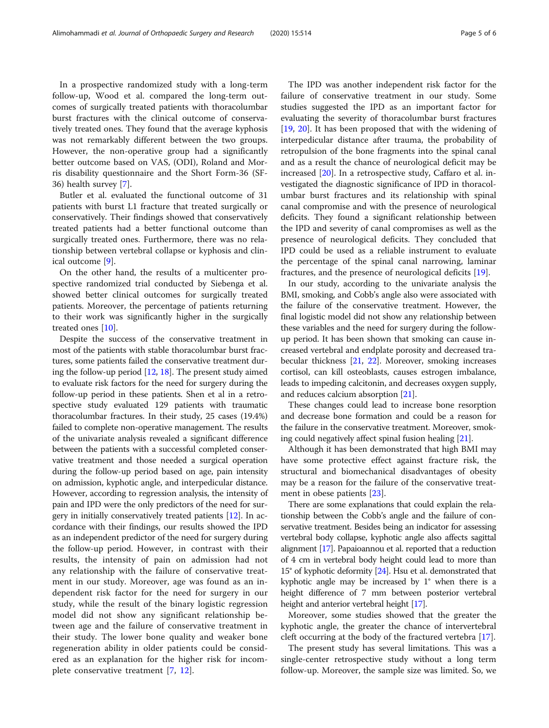In a prospective randomized study with a long-term follow-up, Wood et al. compared the long-term outcomes of surgically treated patients with thoracolumbar burst fractures with the clinical outcome of conservatively treated ones. They found that the average kyphosis was not remarkably different between the two groups. However, the non-operative group had a significantly better outcome based on VAS, (ODI), Roland and Morris disability questionnaire and the Short Form-36 (SF-36) health survey [7].

Butler et al. evaluated the functional outcome of 31 patients with burst L1 fracture that treated surgically or conservatively. Their findings showed that conservatively treated patients had a better functional outcome than surgically treated ones. Furthermore, there was no relationship between vertebral collapse or kyphosis and clinical outcome [9].

On the other hand, the results of a multicenter prospective randomized trial conducted by Siebenga et al. showed better clinical outcomes for surgically treated patients. Moreover, the percentage of patients returning to their work was significantly higher in the surgically treated ones [10].

Despite the success of the conservative treatment in most of the patients with stable thoracolumbar burst fractures, some patients failed the conservative treatment during the follow-up period [12, 18]. The present study aimed to evaluate risk factors for the need for surgery during the follow-up period in these patients. Shen et al in a retrospective study evaluated 129 patients with traumatic thoracolumbar fractures. In their study, 25 cases (19.4%) failed to complete non-operative management. The results of the univariate analysis revealed a significant difference between the patients with a successful completed conservative treatment and those needed a surgical operation during the follow-up period based on age, pain intensity on admission, kyphotic angle, and interpedicular distance. However, according to regression analysis, the intensity of pain and IPD were the only predictors of the need for surgery in initially conservatively treated patients [12]. In accordance with their findings, our results showed the IPD as an independent predictor of the need for surgery during the follow-up period. However, in contrast with their results, the intensity of pain on admission had not any relationship with the failure of conservative treatment in our study. Moreover, age was found as an independent risk factor for the need for surgery in our study, while the result of the binary logistic regression model did not show any significant relationship between age and the failure of conservative treatment in their study. The lower bone quality and weaker bone regeneration ability in older patients could be considered as an explanation for the higher risk for incomplete conservative treatment [7, 12].

The IPD was another independent risk factor for the failure of conservative treatment in our study. Some studies suggested the IPD as an important factor for evaluating the severity of thoracolumbar burst fractures [19, 20]. It has been proposed that with the widening of interpedicular distance after trauma, the probability of retropulsion of the bone fragments into the spinal canal and as a result the chance of neurological deficit may be increased [20]. In a retrospective study, Caffaro et al. investigated the diagnostic significance of IPD in thoracolumbar burst fractures and its relationship with spinal canal compromise and with the presence of neurological deficits. They found a significant relationship between the IPD and severity of canal compromises as well as the presence of neurological deficits. They concluded that IPD could be used as a reliable instrument to evaluate the percentage of the spinal canal narrowing, laminar fractures, and the presence of neurological deficits [19].

In our study, according to the univariate analysis the BMI, smoking, and Cobb's angle also were associated with the failure of the conservative treatment. However, the final logistic model did not show any relationship between these variables and the need for surgery during the follow-up period. It has been shown that smoking can cause increased vertebral and endplate porosity and decreased trabecular thickness [21, 22]. Moreover, smoking increases cortisol, can kill osteoblasts, causes estrogen imbalance, leads to impeding calcitonin, and decreases oxygen supply, and reduces calcium absorption [21].

These changes could lead to increase bone resorption and decrease bone formation and could be a reason for the failure in the conservative treatment. Moreover, smoking could negatively affect spinal fusion healing [21].

Although it has been demonstrated that high BMI may have some protective effect against fracture risk, the structural and biomechanical disadvantages of obesity may be a reason for the failure of the conservative treatment in obese patients [23].

There are some explanations that could explain the relationship between the Cobb's angle and the failure of conservative treatment. Besides being an indicator for assessing vertebral body collapse, kyphotic angle also affects sagittal alignment [17]. Papaioannou et al. reported that a reduction of 4 cm in vertebral body height could lead to more than 15° of kyphotic deformity [24]. Hsu et al. demonstrated that kyphotic angle may be increased by 1° when there is a height difference of 7 mm between posterior vertebral height and anterior vertebral height [17].

Moreover, some studies showed that the greater the kyphotic angle, the greater the chance of intervertebral cleft occurring at the body of the fractured vertebra [17].

The present study has several limitations. This was a single-center retrospective study without a long term follow-up. Moreover, the sample size was limited. So, we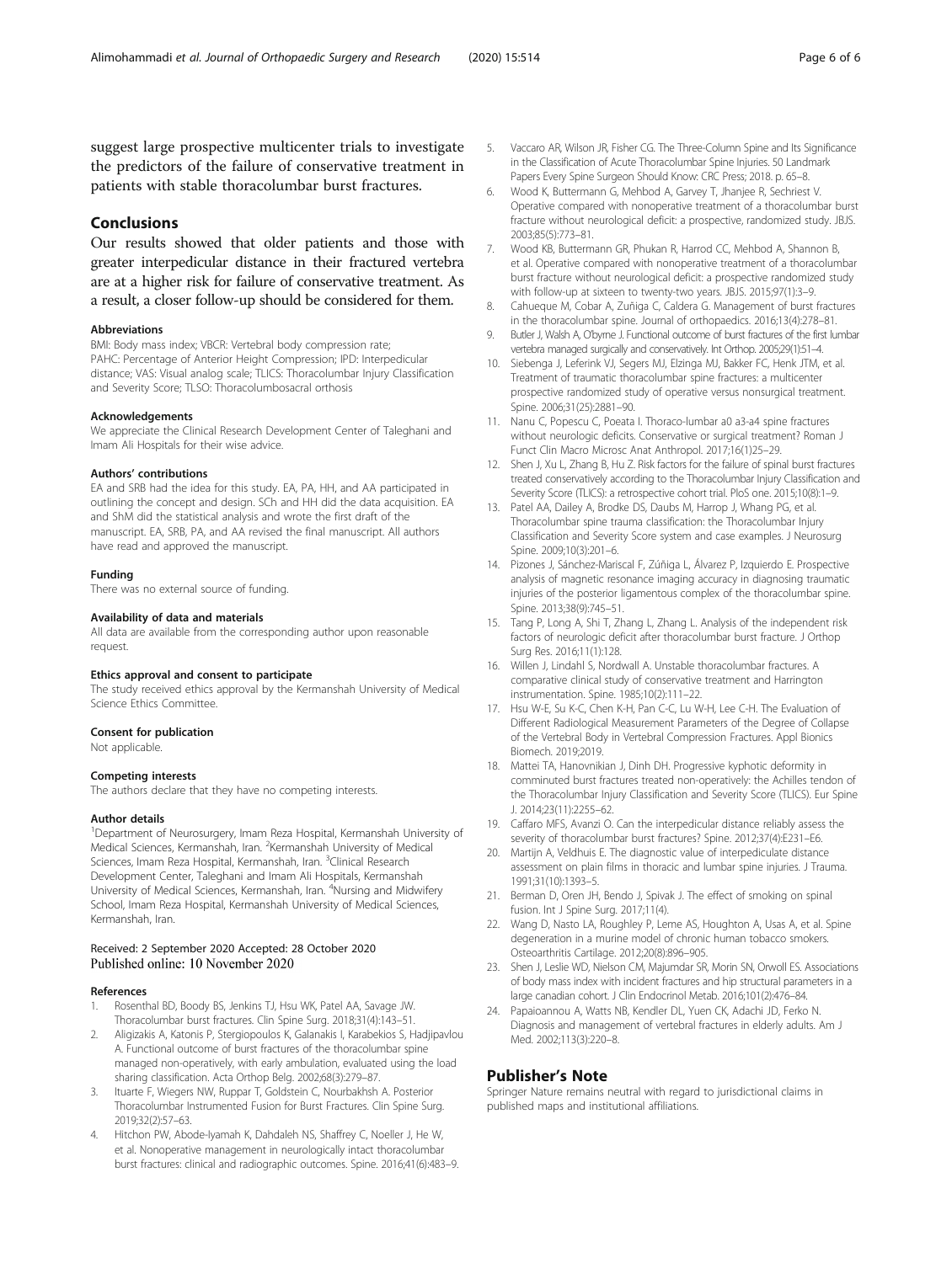suggest large prospective multicenter trials to investigate the predictors of the failure of conservative treatment in patients with stable thoracolumbar burst fractures.

## Conclusions

Our results showed that older patients and those with greater interpedicular distance in their fractured vertebra are at a higher risk for failure of conservative treatment. As a result, a closer follow-up should be considered for them.

#### Abbreviations

BMI: Body mass index; VBCR: Vertebral body compression rate; PAHC: Percentage of Anterior Height Compression; IPD: Interpedicular distance; VAS: Visual analog scale; TLICS: Thoracolumbar Injury Classification and Severity Score; TLSO: Thoracolumbosacral orthosis

#### Acknowledgements

We appreciate the Clinical Research Development Center of Taleghani and Imam Ali Hospitals for their wise advice.

#### Authors' contributions

EA and SRB had the idea for this study. EA, PA, HH, and AA participated in outlining the concept and design. SCh and HH did the data acquisition. EA and ShM did the statistical analysis and wrote the first draft of the manuscript. EA, SRB, PA, and AA revised the final manuscript. All authors have read and approved the manuscript.

#### Funding

There was no external source of funding.

#### Availability of data and materials

All data are available from the corresponding author upon reasonable request.

#### Ethics approval and consent to participate

The study received ethics approval by the Kermanshah University of Medical Science Ethics Committee.

#### Consent for publication

Not applicable.

#### Competing interests

The authors declare that they have no competing interests.

#### Author details

[1]Department of Neurosurgery, Imam Reza Hospital, Kermanshah University of Medical Sciences, Kermanshah, Iran. [2]Kermanshah University of Medical Sciences, Imam Reza Hospital, Kermanshah, Iran. [3]Clinical Research Development Center, Taleghani and Imam Ali Hospitals, Kermanshah University of Medical Sciences, Kermanshah, Iran. [4]Nursing and Midwifery School, Imam Reza Hospital, Kermanshah University of Medical Sciences, Kermanshah, Iran.

Received: 2 September 2020 Accepted: 28 October 2020
Published online: 10 November 2020

#### References

1. Rosenthal BD, Boody BS, Jenkins TJ, Hsu WK, Patel AA, Savage JW. Thoracolumbar burst fractures. Clin Spine Surg. 2018;31(4):143–51.
2. Aligizakis A, Katonis P, Stergiopoulos K, Galanakis I, Karabekios S, Hadjipavlou A. Functional outcome of burst fractures of the thoracolumbar spine managed non-operatively, with early ambulation, evaluated using the load sharing classification. Acta Orthop Belg. 2002;68(3):279–87.
3. Ituarte F, Wiegers NW, Ruppar T, Goldstein C, Nourbakhsh A. Posterior Thoracolumbar Instrumented Fusion for Burst Fractures. Clin Spine Surg. 2019;32(2):57–63.
4. Hitchon PW, Abode-Iyamah K, Dahdaleh NS, Shaffrey C, Noeller J, He W, et al. Nonoperative management in neurologically intact thoracolumbar burst fractures: clinical and radiographic outcomes. Spine. 2016;41(6):483–9.
5. Vaccaro AR, Wilson JR, Fisher CG. The Three-Column Spine and Its Significance in the Classification of Acute Thoracolumbar Spine Injuries. 50 Landmark Papers Every Spine Surgeon Should Know: CRC Press; 2018. p. 65–8.
6. Wood K, Buttermann G, Mehbod A, Garvey T, Jhanjee R, Sechriest V. Operative compared with nonoperative treatment of a thoracolumbar burst fracture without neurological deficit: a prospective, randomized study. JBJS. 2003;85(5):773–81.
7. Wood KB, Buttermann GR, Phukan R, Harrod CC, Mehbod A, Shannon B, et al. Operative compared with nonoperative treatment of a thoracolumbar burst fracture without neurological deficit: a prospective randomized study with follow-up at sixteen to twenty-two years. JBJS. 2015;97(1):3–9.
8. Cahueque M, Cobar A, Zuñiga C, Caldera G. Management of burst fractures in the thoracolumbar spine. Journal of orthopaedics. 2016;13(4):278–81.
9. Butler J, Walsh A, O'byrne J. Functional outcome of burst fractures of the first lumbar vertebra managed surgically and conservatively. Int Orthop. 2005;29(1):51–4.
10. Siebenga J, Leferink VJ, Segers MJ, Elzinga MJ, Bakker FC, Henk JTM, et al. Treatment of traumatic thoracolumbar spine fractures: a multicenter prospective randomized study of operative versus nonsurgical treatment. Spine. 2006;31(25):2881–90.
11. Nanu C, Popescu C, Poeata I. Thoraco-lumbar a0 a3-a4 spine fractures without neurologic deficits. Conservative or surgical treatment? Roman J Funct Clin Macro Microsc Anat Anthropol. 2017;16(1)25–29.
12. Shen J, Xu L, Zhang B, Hu Z. Risk factors for the failure of spinal burst fractures treated conservatively according to the Thoracolumbar Injury Classification and Severity Score (TLICS): a retrospective cohort trial. PloS one. 2015;10(8):1–9.
13. Patel AA, Dailey A, Brodke DS, Daubs M, Harrop J, Whang PG, et al. Thoracolumbar spine trauma classification: the Thoracolumbar Injury Classification and Severity Score system and case examples. J Neurosurg Spine. 2009;10(3):201–6.
14. Pizones J, Sánchez-Mariscal F, Zúñiga L, Álvarez P, Izquierdo E. Prospective analysis of magnetic resonance imaging accuracy in diagnosing traumatic injuries of the posterior ligamentous complex of the thoracolumbar spine. Spine. 2013;38(9):745–51.
15. Tang P, Long A, Shi T, Zhang L, Zhang L. Analysis of the independent risk factors of neurologic deficit after thoracolumbar burst fracture. J Orthop Surg Res. 2016;11(1):128.
16. Willen J, Lindahl S, Nordwall A. Unstable thoracolumbar fractures. A comparative clinical study of conservative treatment and Harrington instrumentation. Spine. 1985;10(2):111–22.
17. Hsu W-E, Su K-C, Chen K-H, Pan C-C, Lu W-H, Lee C-H. The Evaluation of Different Radiological Measurement Parameters of the Degree of Collapse of the Vertebral Body in Vertebral Compression Fractures. Appl Bionics Biomech. 2019;2019.
18. Mattei TA, Hanovnikian J, Dinh DH. Progressive kyphotic deformity in comminuted burst fractures treated non-operatively: the Achilles tendon of the Thoracolumbar Injury Classification and Severity Score (TLICS). Eur Spine J. 2014;23(11):2255–62.
19. Caffaro MFS, Avanzi O. Can the interpedicular distance reliably assess the severity of thoracolumbar burst fractures? Spine. 2012;37(4):E231–E6.
20. Martijn A, Veldhuis E. The diagnostic value of interpediculate distance assessment on plain films in thoracic and lumbar spine injuries. J Trauma. 1991;31(10):1393–5.
21. Berman D, Oren JH, Bendo J, Spivak J. The effect of smoking on spinal fusion. Int J Spine Surg. 2017;11(4).
22. Wang D, Nasto LA, Roughley P, Leme AS, Houghton A, Usas A, et al. Spine degeneration in a murine model of chronic human tobacco smokers. Osteoarthritis Cartilage. 2012;20(8):896–905.
23. Shen J, Leslie WD, Nielson CM, Majumdar SR, Morin SN, Orwoll ES. Associations of body mass index with incident fractures and hip structural parameters in a large canadian cohort. J Clin Endocrinol Metab. 2016;101(2):476–84.
24. Papaioannou A, Watts NB, Kendler DL, Yuen CK, Adachi JD, Ferko N. Diagnosis and management of vertebral fractures in elderly adults. Am J Med. 2002;113(3):220–8.

## Publisher's Note

Springer Nature remains neutral with regard to jurisdictional claims in published maps and institutional affiliations.